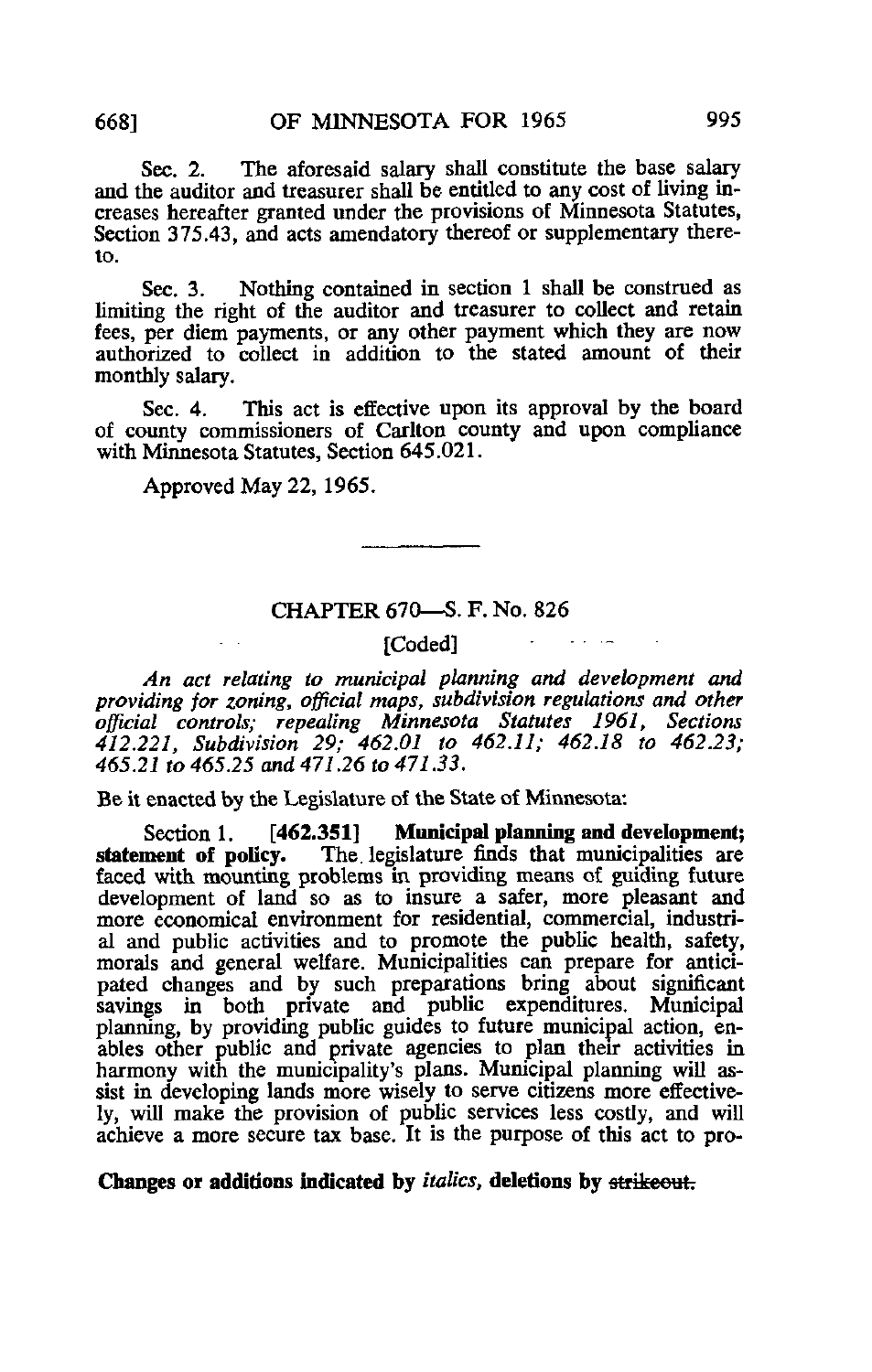Sec. 2. The aforesaid salary shall constitute the base salary and the auditor and treasurer shall be entitled to any cost of living increases hereafter granted under the provisions of Minnesota Statutes, Section 375.43, and acts amendatory thereof or supplementary thereto.

Sec. 3. Nothing contained in section 1 shall be construed as limiting the right of the auditor and treasurer to collect and retain fees, per diem payments, or any other payment which they are now authorized to collect in addition to the stated amount of their monthly salary.

Sec. 4. This act is effective upon its approval by the board of county commissioners of Carlton county and upon compliance with Minnesota Statutes, Section 645.021.

Approved May 22, 1965.

---

## CHAPTER 670—S. F. No. 826

[Coded]

*An act relating to municipal planning and development and providing for zoning, official maps, subdivision regulations and other official controls; repealing Minnesota Statutes 1961, Sections 412.221, Subdivision 29; 462.01 to 462.11; 462.18 to 462.23; 465.21 to 465.25 and 471.26 to 471.33.*

Be it enacted by the Legislature of the State of Minnesota:

Section 1. **[462.351] Municipal planning and development; statement of policy.** The legislature finds that municipalities are faced with mounting problems in providing means of guiding future development of land so as to insure a safer, more pleasant and more economical environment for residential, commercial, industrial and public activities and to promote the public health, safety, morals and general welfare. Municipalities can prepare for anticipated changes and by such preparations bring about significant savings in both private and public expenditures. Municipal planning, by providing public guides to future municipal action, enables other public and private agencies to plan their activities in harmony with the municipality's plans. Municipal planning will assist in developing lands more wisely to serve citizens more effectively, will make the provision of public services less costly, and will achieve a more secure tax base. It is the purpose of this act to pro-

**Changes or additions indicated by *italics*, deletions by ~~strikeout.~~**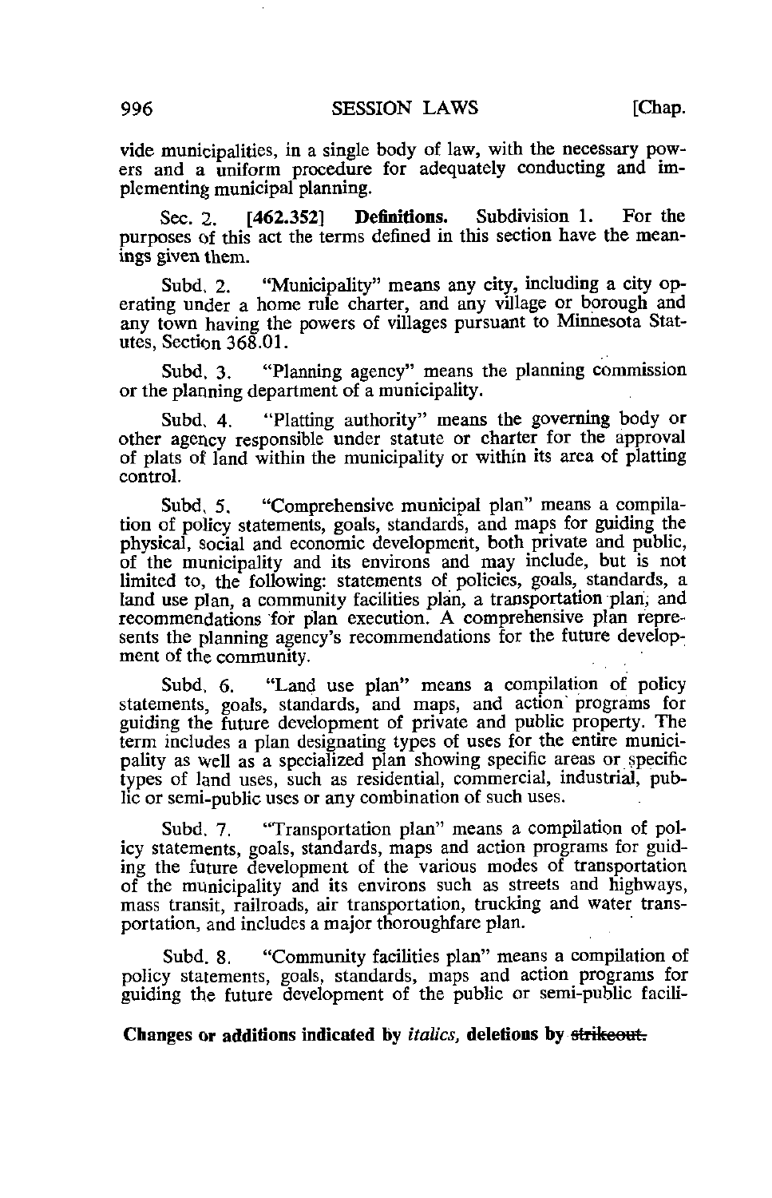vide municipalities, in a single body of law, with the necessary powers and a uniform procedure for adequately conducting and implementing municipal planning.

Sec. 2. **[462.352] Definitions.** Subdivision 1. For the purposes of this act the terms defined in this section have the meanings given them.

Subd. 2. "Municipality" means any city, including a city operating under a home rule charter, and any village or borough and any town having the powers of villages pursuant to Minnesota Statutes, Section 368.01.

Subd. 3. "Planning agency" means the planning commission or the planning department of a municipality.

Subd. 4. "Platting authority" means the governing body or other agency responsible under statute or charter for the approval of plats of land within the municipality or within its area of platting control.

Subd. 5. "Comprehensive municipal plan" means a compilation of policy statements, goals, standards, and maps for guiding the physical, social and economic development, both private and public, of the municipality and its environs and may include, but is not limited to, the following: statements of policies, goals, standards, a land use plan, a community facilities plan, a transportation plan, and recommendations for plan execution. A comprehensive plan represents the planning agency's recommendations for the future development of the community.

Subd. 6. "Land use plan" means a compilation of policy statements, goals, standards, and maps, and action programs for guiding the future development of private and public property. The term includes a plan designating types of uses for the entire municipality as well as a specialized plan showing specific areas or specific types of land uses, such as residential, commercial, industrial, public or semi-public uses or any combination of such uses.

Subd. 7. "Transportation plan" means a compilation of policy statements, goals, standards, maps and action programs for guiding the future development of the various modes of transportation of the municipality and its environs such as streets and highways, mass transit, railroads, air transportation, trucking and water transportation, and includes a major thoroughfare plan.

Subd. 8. "Community facilities plan" means a compilation of policy statements, goals, standards, maps and action programs for guiding the future development of the public or semi-public facili-

**Changes or additions indicated by *italics*, deletions by ~~strikeout.~~**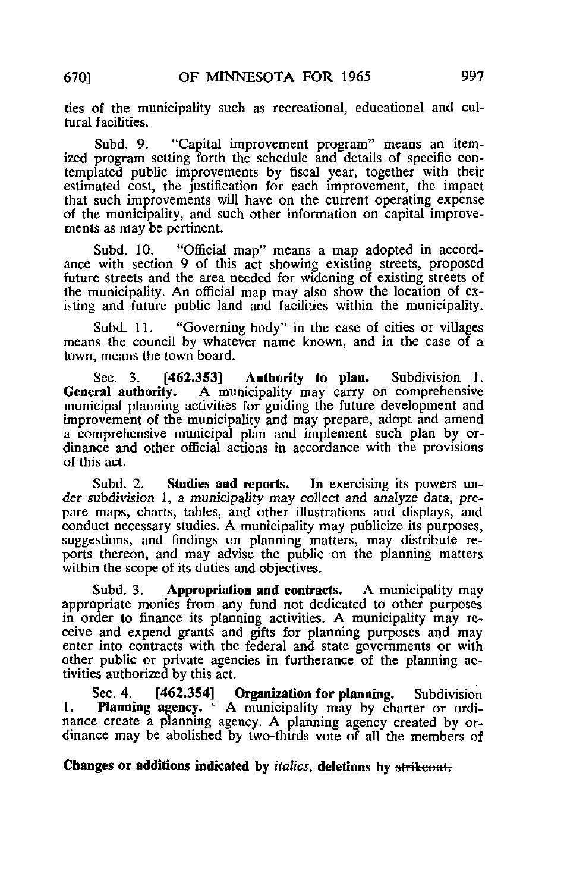ties of the municipality such as recreational, educational and cultural facilities.

Subd. 9. "Capital improvement program" means an itemized program setting forth the schedule and details of specific contemplated public improvements by fiscal year, together with their estimated cost, the justification for each improvement, the impact that such improvements will have on the current operating expense of the municipality, and such other information on capital improvements as may be pertinent.

Subd. 10. "Official map" means a map adopted in accordance with section 9 of this act showing existing streets, proposed future streets and the area needed for widening of existing streets of the municipality. An official map may also show the location of existing and future public land and facilities within the municipality.

Subd. 11. "Governing body" in the case of cities or villages means the council by whatever name known, and in the case of a town, means the town board.

Sec. 3. **[462.353] Authority to plan.** Subdivision 1. **General authority.** A municipality may carry on comprehensive municipal planning activities for guiding the future development and improvement of the municipality and may prepare, adopt and amend a comprehensive municipal plan and implement such plan by ordinance and other official actions in accordance with the provisions of this act.

Subd. 2. **Studies and reports.** In exercising its powers under *subdivision 1, a municipality may collect and analyze data,* prepare maps, charts, tables, and other illustrations and displays, and conduct necessary studies. A municipality may publicize its purposes, suggestions, and findings on planning matters, may distribute reports thereon, and may advise the public on the planning matters within the scope of its duties and objectives.

Subd. 3. **Appropriation and contracts.** A municipality may appropriate monies from any fund not dedicated to other purposes in order to finance its planning activities. A municipality may receive and expend grants and gifts for planning purposes and may enter into contracts with the federal and state governments or with other public or private agencies in furtherance of the planning activities authorized by this act.

Sec. 4. **[462.354] Organization for planning.** Subdivision 1. **Planning agency.** A municipality may by charter or ordinance create a planning agency. A planning agency created by ordinance may be abolished by two-thirds vote of all the members of

**Changes or additions indicated by *italics*, deletions by ~~strikeout.~~**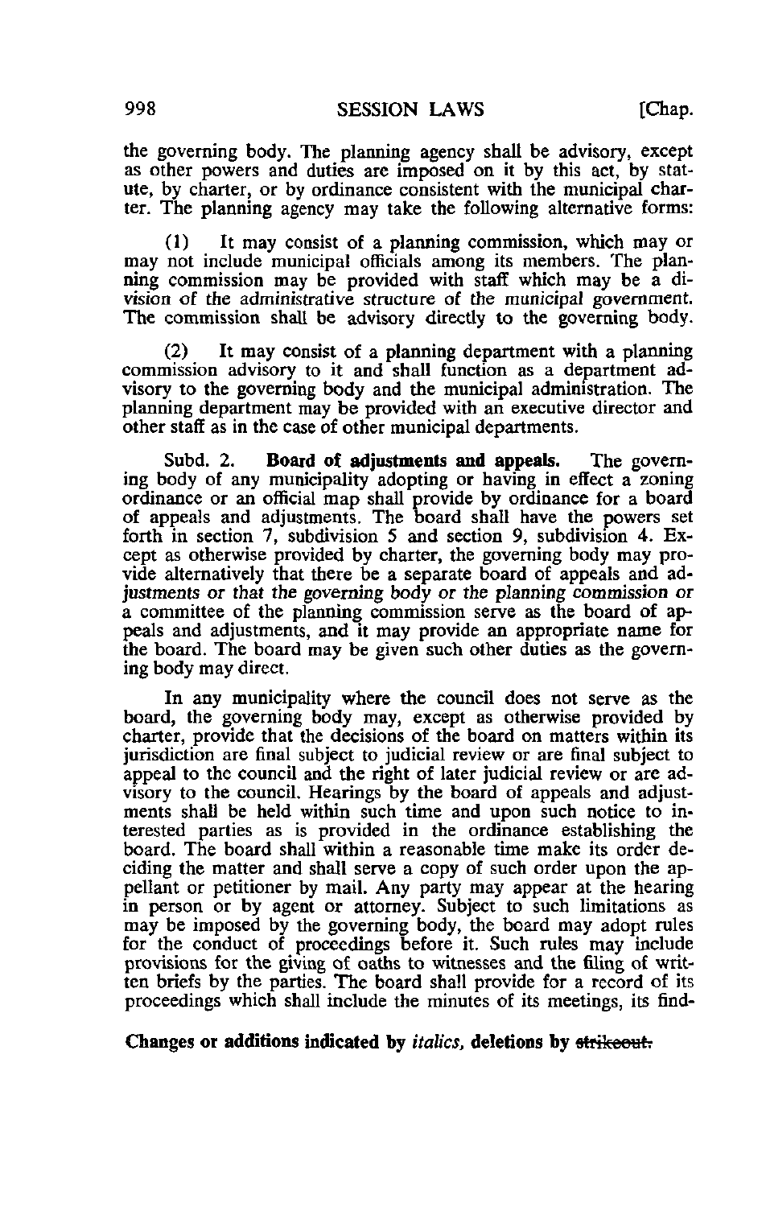the governing body. The planning agency shall be advisory, except as other powers and duties are imposed on it by this act, by statute, by charter, or by ordinance consistent with the municipal charter. The planning agency may take the following alternative forms:

(1) It may consist of a planning commission, which may or may not include municipal officials among its members. The planning commission may be provided with staff which may be a division of the administrative structure of the municipal government. The commission shall be advisory directly to the governing body.

(2) It may consist of a planning department with a planning commission advisory to it and shall function as a department advisory to the governing body and the municipal administration. The planning department may be provided with an executive director and other staff as in the case of other municipal departments.

Subd. 2. **Board of adjustments and appeals.** The governing body of any municipality adopting or having in effect a zoning ordinance or an official map shall provide by ordinance for a board of appeals and adjustments. The board shall have the powers set forth in section 7, subdivision 5 and section 9, subdivision 4. Except as otherwise provided by charter, the governing body may provide alternatively that there be a separate board of appeals and *adjustments or that the governing body or the planning commission or* a committee of the planning commission serve as the board of appeals and adjustments, and it may provide an appropriate name for the board. The board may be given such other duties as the governing body may direct.

In any municipality where the council does not serve as the board, the governing body may, except as otherwise provided by charter, provide that the decisions of the board on matters within its jurisdiction are final subject to judicial review or are final subject to appeal to the council and the right of later judicial review or are advisory to the council. Hearings by the board of appeals and adjustments shall be held within such time and upon such notice to interested parties as is provided in the ordinance establishing the board. The board shall within a reasonable time make its order deciding the matter and shall serve a copy of such order upon the appellant or petitioner by mail. Any party may appear at the hearing in person or by agent or attorney. Subject to such limitations as may be imposed by the governing body, the board may adopt rules for the conduct of proceedings before it. Such rules may include provisions for the giving of oaths to witnesses and the filing of written briefs by the parties. The board shall provide for a record of its proceedings which shall include the minutes of its meetings, its find-

**Changes or additions indicated by *italics*, deletions by ~~strikeout.~~**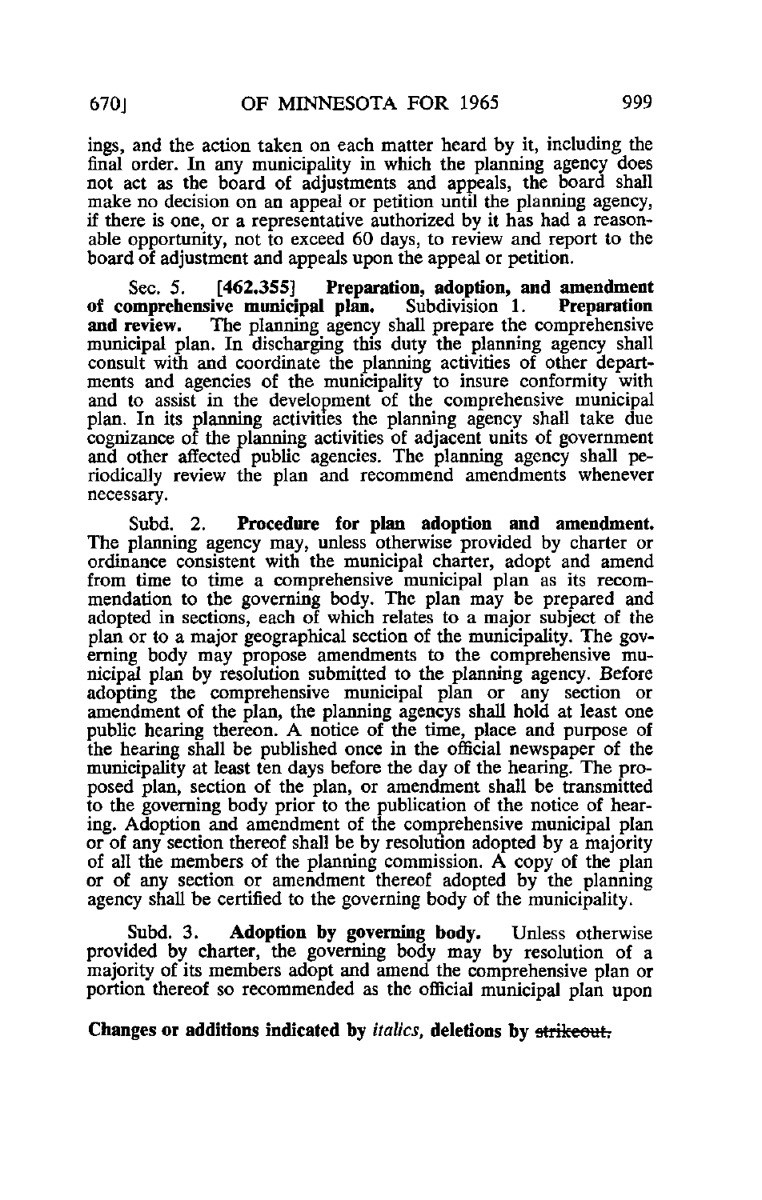ings, and the action taken on each matter heard by it, including the final order. In any municipality in which the planning agency does not act as the board of adjustments and appeals, the board shall make no decision on an appeal or petition until the planning agency, if there is one, or a representative authorized by it has had a reasonable opportunity, not to exceed 60 days, to review and report to the board of adjustment and appeals upon the appeal or petition.

Sec. 5. **[462.355] Preparation, adoption, and amendment of comprehensive municipal plan.** Subdivision 1. **Preparation and review.** The planning agency shall prepare the comprehensive municipal plan. In discharging this duty the planning agency shall consult with and coordinate the planning activities of other departments and agencies of the municipality to insure conformity with and to assist in the development of the comprehensive municipal plan. In its planning activities the planning agency shall take due cognizance of the planning activities of adjacent units of government and other affected public agencies. The planning agency shall periodically review the plan and recommend amendments whenever necessary.

Subd. 2. **Procedure for plan adoption and amendment.** The planning agency may, unless otherwise provided by charter or ordinance consistent with the municipal charter, adopt and amend from time to time a comprehensive municipal plan as its recommendation to the governing body. The plan may be prepared and adopted in sections, each of which relates to a major subject of the plan or to a major geographical section of the municipality. The governing body may propose amendments to the comprehensive municipal plan by resolution submitted to the planning agency. Before adopting the comprehensive municipal plan or any section or amendment of the plan, the planning agencys shall hold at least one public hearing thereon. A notice of the time, place and purpose of the hearing shall be published once in the official newspaper of the municipality at least ten days before the day of the hearing. The proposed plan, section of the plan, or amendment shall be transmitted to the governing body prior to the publication of the notice of hearing. Adoption and amendment of the comprehensive municipal plan or of any section thereof shall be by resolution adopted by a majority of all the members of the planning commission. A copy of the plan or of any section or amendment thereof adopted by the planning agency shall be certified to the governing body of the municipality.

Subd. 3. **Adoption by governing body.** Unless otherwise provided by charter, the governing body may by resolution of a majority of its members adopt and amend the comprehensive plan or portion thereof so recommended as the official municipal plan upon

**Changes or additions indicated by** *italics*, **deletions by** ~~strikeout.~~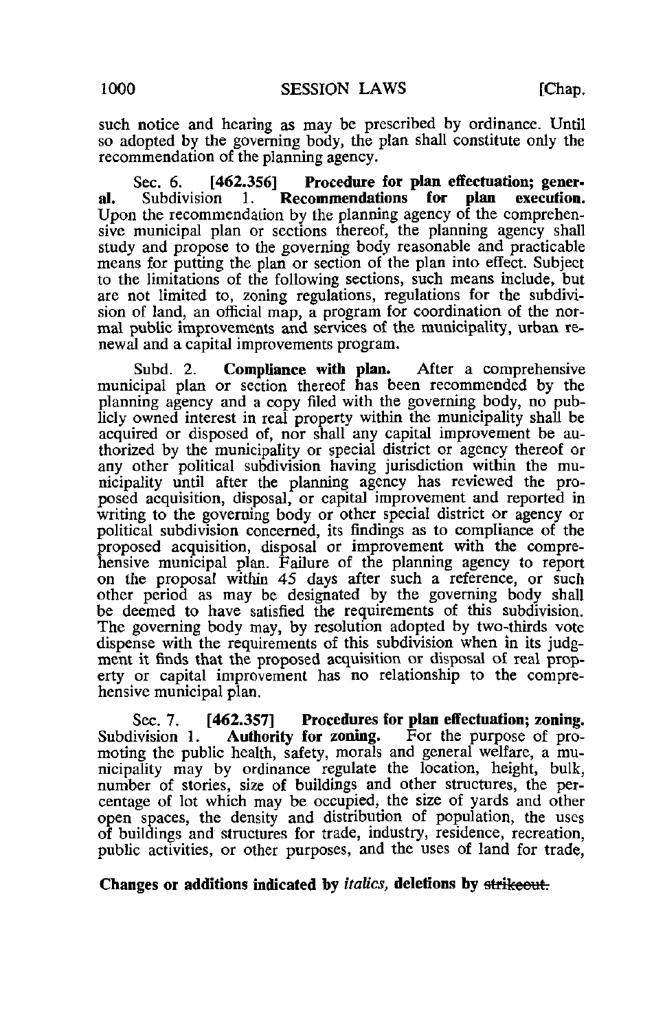such notice and hearing as may be prescribed by ordinance. Until so adopted by the governing body, the plan shall constitute only the recommendation of the planning agency.

Sec. 6. **[462.356] Procedure for plan effectuation; general.** Subdivision 1. **Recommendations for plan execution.** Upon the recommendation by the planning agency of the comprehensive municipal plan or sections thereof, the planning agency shall study and propose to the governing body reasonable and practicable means for putting the plan or section of the plan into effect. Subject to the limitations of the following sections, such means include, but are not limited to, zoning regulations, regulations for the subdivision of land, an official map, a program for coordination of the normal public improvements and services of the municipality, urban renewal and a capital improvements program.

Subd. 2. **Compliance with plan.** After a comprehensive municipal plan or section thereof has been recommended by the planning agency and a copy filed with the governing body, no publicly owned interest in real property within the municipality shall be acquired or disposed of, nor shall any capital improvement be authorized by the municipality or special district or agency thereof or any other political subdivision having jurisdiction within the municipality until after the planning agency has reviewed the proposed acquisition, disposal, or capital improvement and reported in writing to the governing body or other special district or agency or political subdivision concerned, its findings as to compliance of the proposed acquisition, disposal or improvement with the comprehensive municipal plan. Failure of the planning agency to report on the proposal within 45 days after such a reference, or such other period as may be designated by the governing body shall be deemed to have satisfied the requirements of this subdivision. The governing body may, by resolution adopted by two-thirds vote dispense with the requirements of this subdivision when in its judgment it finds that the proposed acquisition or disposal of real property or capital improvement has no relationship to the comprehensive municipal plan.

Sec. 7. **[462.357] Procedures for plan effectuation; zoning.** Subdivision 1. **Authority for zoning.** For the purpose of promoting the public health, safety, morals and general welfare, a municipality may by ordinance regulate the location, height, bulk, number of stories, size of buildings and other structures, the percentage of lot which may be occupied, the size of yards and other open spaces, the density and distribution of population, the uses of buildings and structures for trade, industry, residence, recreation, public activities, or other purposes, and the uses of land for trade,

**Changes or additions indicated by** ***italics,*** **deletions by** ~~strikeout.~~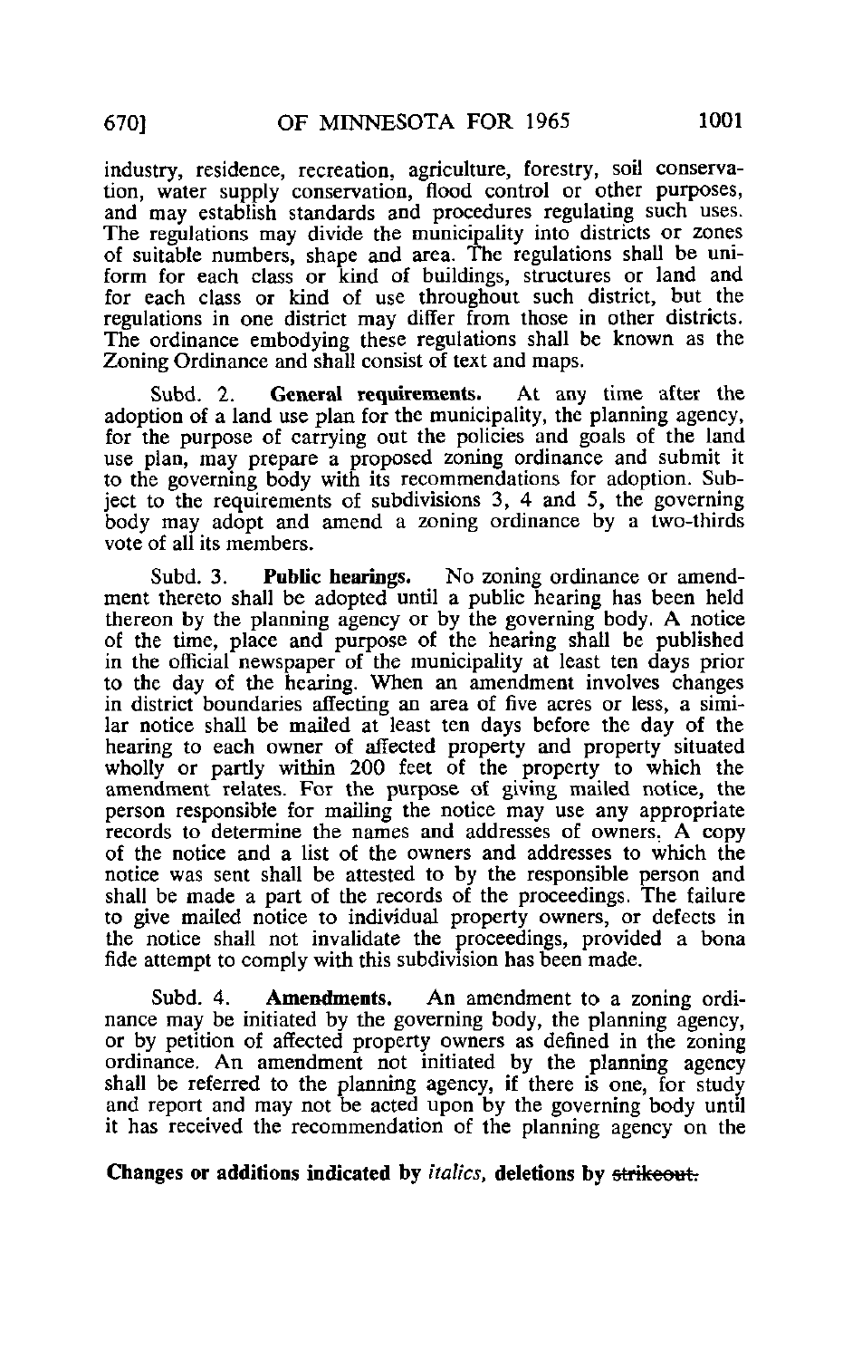industry, residence, recreation, agriculture, forestry, soil conservation, water supply conservation, flood control or other purposes, and may establish standards and procedures regulating such uses. The regulations may divide the municipality into districts or zones of suitable numbers, shape and area. The regulations shall be uniform for each class or kind of buildings, structures or land and for each class or kind of use throughout such district, but the regulations in one district may differ from those in other districts. The ordinance embodying these regulations shall be known as the Zoning Ordinance and shall consist of text and maps.

Subd. 2. **General requirements.** At any time after the adoption of a land use plan for the municipality, the planning agency, for the purpose of carrying out the policies and goals of the land use plan, may prepare a proposed zoning ordinance and submit it to the governing body with its recommendations for adoption. Subject to the requirements of subdivisions 3, 4 and 5, the governing body may adopt and amend a zoning ordinance by a two-thirds vote of all its members.

Subd. 3. **Public hearings.** No zoning ordinance or amendment thereto shall be adopted until a public hearing has been held thereon by the planning agency or by the governing body. A notice of the time, place and purpose of the hearing shall be published in the official newspaper of the municipality at least ten days prior to the day of the hearing. When an amendment involves changes in district boundaries affecting an area of five acres or less, a similar notice shall be mailed at least ten days before the day of the hearing to each owner of affected property and property situated wholly or partly within 200 feet of the property to which the amendment relates. For the purpose of giving mailed notice, the person responsible for mailing the notice may use any appropriate records to determine the names and addresses of owners. A copy of the notice and a list of the owners and addresses to which the notice was sent shall be attested to by the responsible person and shall be made a part of the records of the proceedings. The failure to give mailed notice to individual property owners, or defects in the notice shall not invalidate the proceedings, provided a bona fide attempt to comply with this subdivision has been made.

Subd. 4. **Amendments.** An amendment to a zoning ordinance may be initiated by the governing body, the planning agency, or by petition of affected property owners as defined in the zoning ordinance. An amendment not initiated by the planning agency shall be referred to the planning agency, if there is one, for study and report and may not be acted upon by the governing body until it has received the recommendation of the planning agency on the

**Changes or additions indicated by** *italics*, **deletions by** ~~strikeout.~~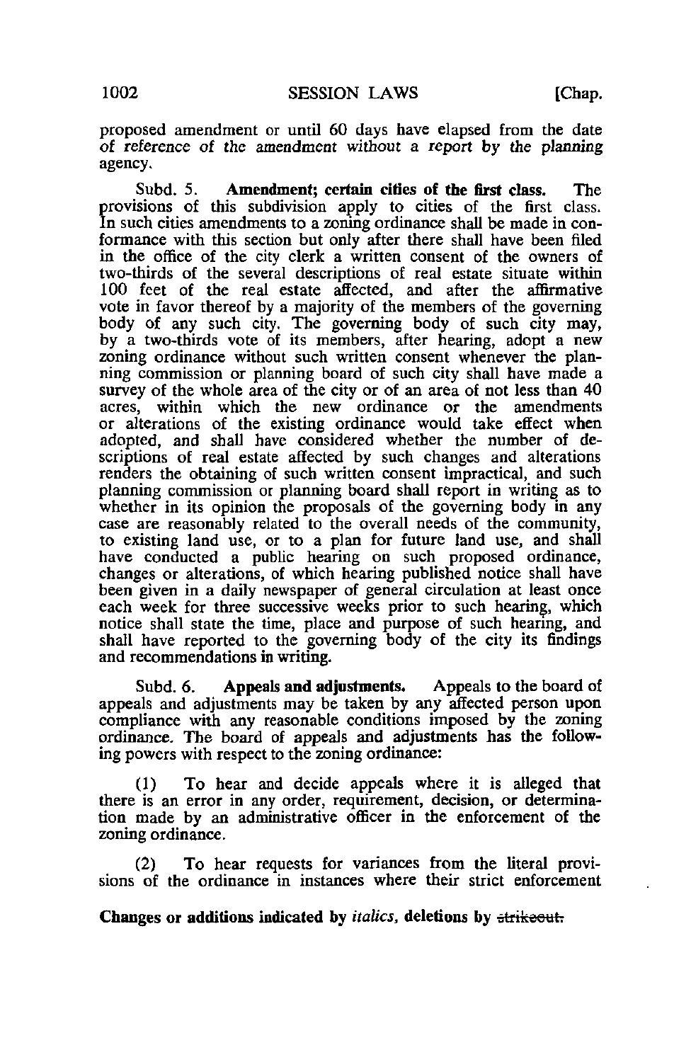proposed amendment or until 60 days have elapsed from the date *of reference of the amendment without a report by the planning agency.*

Subd. 5. **Amendment; certain cities of the first class.** The provisions of this subdivision apply to cities of the first class. In such cities amendments to a zoning ordinance shall be made in conformance with this section but only after there shall have been filed in the office of the city clerk a written consent of the owners of two-thirds of the several descriptions of real estate situate within 100 feet of the real estate affected, and after the affirmative vote in favor thereof by a majority of the members of the governing body of any such city. The governing body of such city may, by a two-thirds vote of its members, after hearing, adopt a new zoning ordinance without such written consent whenever the planning commission or planning board of such city shall have made a survey of the whole area of the city or of an area of not less than 40 acres, within which the new ordinance or the amendments or alterations of the existing ordinance would take effect when adopted, and shall have considered whether the number of descriptions of real estate affected by such changes and alterations renders the obtaining of such written consent impractical, and such planning commission or planning board shall report in writing as to whether in its opinion the proposals of the governing body in any case are reasonably related to the overall needs of the community, to existing land use, or to a plan for future land use, and shall have conducted a public hearing on such proposed ordinance, changes or alterations, of which hearing published notice shall have been given in a daily newspaper of general circulation at least once each week for three successive weeks prior to such hearing, which notice shall state the time, place and purpose of such hearing, and shall have reported to the governing body of the city its findings and recommendations in writing.

Subd. 6. **Appeals and adjustments.** Appeals to the board of appeals and adjustments may be taken by any affected person upon compliance with any reasonable conditions imposed by the zoning ordinance. The board of appeals and adjustments has the following powers with respect to the zoning ordinance:

(1) To hear and decide appeals where it is alleged that there is an error in any order, requirement, decision, or determination made by an administrative officer in the enforcement of the zoning ordinance.

(2) To hear requests for variances from the literal provisions of the ordinance in instances where their strict enforcement

**Changes or additions indicated by *italics*, deletions by ~~strikeout.~~**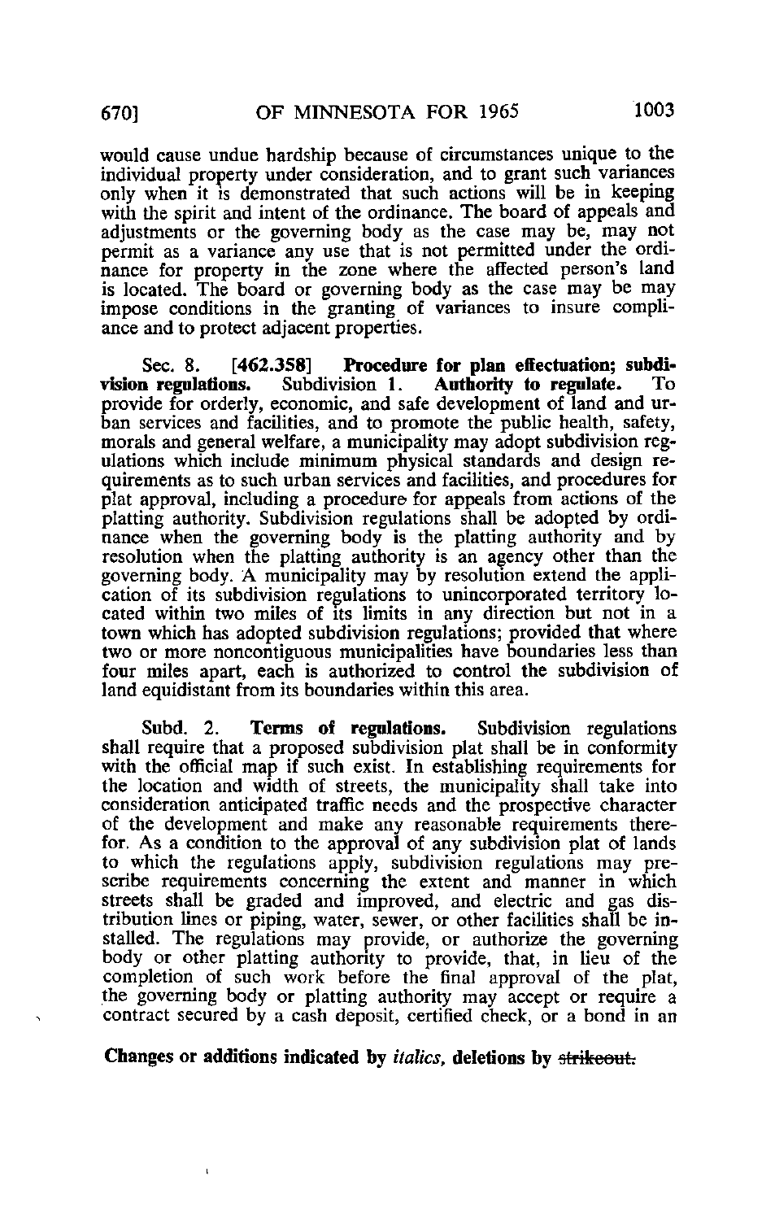would cause undue hardship because of circumstances unique to the individual property under consideration, and to grant such variances only when it is demonstrated that such actions will be in keeping with the spirit and intent of the ordinance. The board of appeals and adjustments or the governing body as the case may be, may not permit as a variance any use that is not permitted under the ordinance for property in the zone where the affected person's land is located. The board or governing body as the case may be may impose conditions in the granting of variances to insure compliance and to protect adjacent properties.

Sec. 8. **[462.358] Procedure for plan effectuation; subdivision regulations.** Subdivision 1. **Authority to regulate.** To provide for orderly, economic, and safe development of land and urban services and facilities, and to promote the public health, safety, morals and general welfare, a municipality may adopt subdivision regulations which include minimum physical standards and design requirements as to such urban services and facilities, and procedures for plat approval, including a procedure for appeals from actions of the platting authority. Subdivision regulations shall be adopted by ordinance when the governing body is the platting authority and by resolution when the platting authority is an agency other than the governing body. A municipality may by resolution extend the application of its subdivision regulations to unincorporated territory located within two miles of its limits in any direction but not in a town which has adopted subdivision regulations; provided that where two or more noncontiguous municipalities have boundaries less than four miles apart, each is authorized to control the subdivision of land equidistant from its boundaries within this area.

Subd. 2. **Terms of regulations.** Subdivision regulations shall require that a proposed subdivision plat shall be in conformity with the official map if such exist. In establishing requirements for the location and width of streets, the municipality shall take into consideration anticipated traffic needs and the prospective character of the development and make any reasonable requirements therefor. As a condition to the approval of any subdivision plat of lands to which the regulations apply, subdivision regulations may prescribe requirements concerning the extent and manner in which streets shall be graded and improved, and electric and gas distribution lines or piping, water, sewer, or other facilities shall be installed. The regulations may provide, or authorize the governing body or other platting authority to provide, that, in lieu of the completion of such work before the final approval of the plat, the governing body or platting authority may accept or require a contract secured by a cash deposit, certified check, or a bond in an

**Changes or additions indicated by *italics*, deletions by ~~strikeout.~~**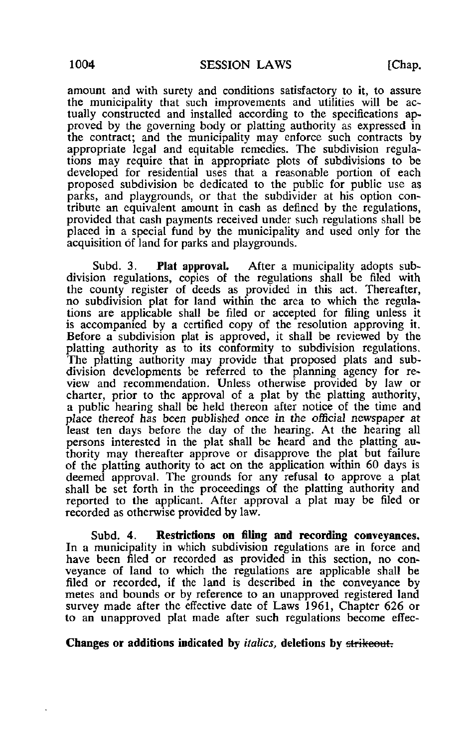amount and with surety and conditions satisfactory to it, to assure the municipality that such improvements and utilities will be actually constructed and installed according to the specifications approved by the governing body or platting authority as expressed in the contract; and the municipality may enforce such contracts by appropriate legal and equitable remedies. The subdivision regulations may require that in appropriate plots of subdivisions to be developed for residential uses that a reasonable portion of each proposed subdivision be dedicated to the public for public use as parks, and playgrounds, or that the subdivider at his option contribute an equivalent amount in cash as defined by the regulations, provided that cash payments received under such regulations shall be placed in a special fund by the municipality and used only for the acquisition of land for parks and playgrounds.

Subd. 3. **Plat approval.** After a municipality adopts subdivision regulations, copies of the regulations shall be filed with the county register of deeds as provided in this act. Thereafter, no subdivision plat for land within the area to which the regulations are applicable shall be filed or accepted for filing unless it is accompanied by a certified copy of the resolution approving it. Before a subdivision plat is approved, it shall be reviewed by the platting authority as to its conformity to subdivision regulations. The platting authority may provide that proposed plats and subdivision developments be referred to the planning agency for review and recommendation. Unless otherwise provided by law or charter, prior to the approval of a plat by the platting authority, a public hearing shall be held thereon after notice of the time and place thereof has been published once in the official newspaper at least ten days before the day of the hearing. At the hearing all persons interested in the plat shall be heard and the platting authority may thereafter approve or disapprove the plat but failure of the platting authority to act on the application within 60 days is deemed approval. The grounds for any refusal to approve a plat shall be set forth in the proceedings of the platting authority and reported to the applicant. After approval a plat may be filed or recorded as otherwise provided by law.

Subd. 4. **Restrictions on filing and recording conveyances.** In a municipality in which subdivision regulations are in force and have been filed or recorded as provided in this section, no conveyance of land to which the regulations are applicable shall be filed or recorded, if the land is described in the conveyance by metes and bounds or by reference to an unapproved registered land survey made after the effective date of Laws 1961, Chapter 626 or to an unapproved plat made after such regulations become effec-

**Changes or additions indicated by *italics*, deletions by ~~strikeout.~~**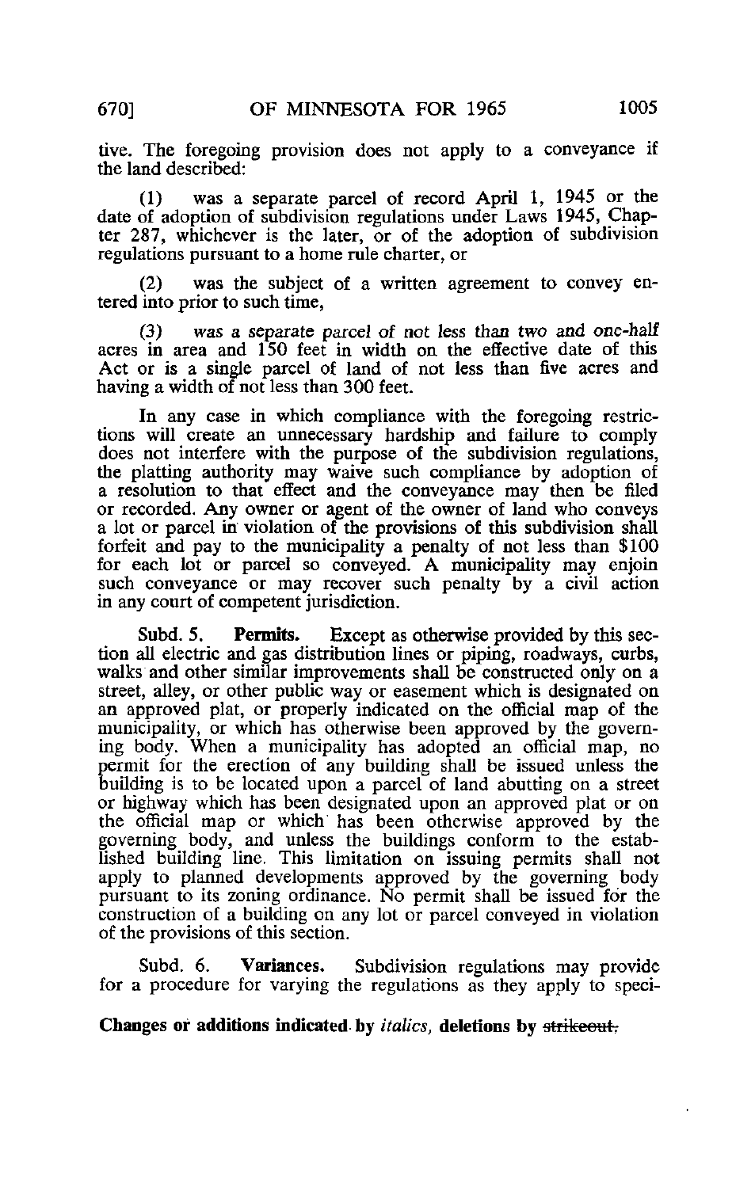tive. The foregoing provision does not apply to a conveyance if the land described:

(1) was a separate parcel of record April 1, 1945 or the date of adoption of subdivision regulations under Laws 1945, Chapter 287, whichever is the later, or of the adoption of subdivision regulations pursuant to a home rule charter, or

(2) was the subject of a written agreement to convey entered into prior to such time,

*(3) was a separate parcel of not less than two and one-half acres in area and 150 feet in width on the effective date of this Act or is a single parcel of land of not less than five acres and having a width of not less than 300 feet.*

In any case in which compliance with the foregoing restrictions will create an unnecessary hardship and failure to comply does not interfere with the purpose of the subdivision regulations, the platting authority may waive such compliance by adoption of a resolution to that effect and the conveyance may then be filed or recorded. Any owner or agent of the owner of land who conveys a lot or parcel in violation of the provisions of this subdivision shall forfeit and pay to the municipality a penalty of not less than $100 for each lot or parcel so conveyed. A municipality may enjoin such conveyance or may recover such penalty by a civil action in any court of competent jurisdiction.

Subd. 5. **Permits.** Except as otherwise provided by this section all electric and gas distribution lines or piping, roadways, curbs, walks and other similar improvements shall be constructed only on a street, alley, or other public way or easement which is designated on an approved plat, or properly indicated on the official map of the municipality, or which has otherwise been approved by the governing body. When a municipality has adopted an official map, no permit for the erection of any building shall be issued unless the building is to be located upon a parcel of land abutting on a street or highway which has been designated upon an approved plat or on the official map or which has been otherwise approved by the governing body, and unless the buildings conform to the established building line. This limitation on issuing permits shall not apply to planned developments approved by the governing body pursuant to its zoning ordinance. No permit shall be issued for the construction of a building on any lot or parcel conveyed in violation of the provisions of this section.

Subd. 6. **Variances.** Subdivision regulations may provide for a procedure for varying the regulations as they apply to speci-

**Changes or additions indicated by** *italics*, **deletions by** ~~strikeout.~~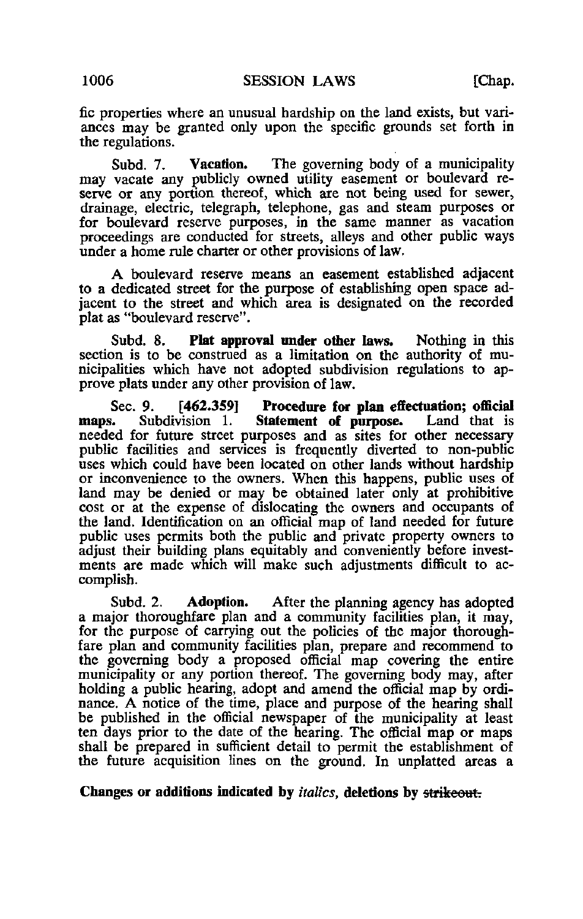fic properties where an unusual hardship on the land exists, but variances may be granted only upon the specific grounds set forth in the regulations.

Subd. 7. **Vacation.** The governing body of a municipality may vacate any publicly owned utility easement or boulevard reserve or any portion thereof, which are not being used for sewer, drainage, electric, telegraph, telephone, gas and steam purposes or for boulevard reserve purposes, in the same manner as vacation proceedings are conducted for streets, alleys and other public ways under a home rule charter or other provisions of law.

A boulevard reserve means an easement established adjacent to a dedicated street for the purpose of establishing open space adjacent to the street and which area is designated on the recorded plat as "boulevard reserve".

Subd. 8. **Plat approval under other laws.** Nothing in this section is to be construed as a limitation on the authority of municipalities which have not adopted subdivision regulations to approve plats under any other provision of law.

Sec. 9. **[462.359] Procedure for plan effectuation; official maps.** Subdivision 1. **Statement of purpose.** Land that is needed for future street purposes and as sites for other necessary public facilities and services is frequently diverted to non-public uses which could have been located on other lands without hardship or inconvenience to the owners. When this happens, public uses of land may be denied or may be obtained later only at prohibitive cost or at the expense of dislocating the owners and occupants of the land. Identification on an official map of land needed for future public uses permits both the public and private property owners to adjust their building plans equitably and conveniently before investments are made which will make such adjustments difficult to accomplish.

Subd. 2. **Adoption.** After the planning agency has adopted a major thoroughfare plan and a community facilities plan, it may, for the purpose of carrying out the policies of the major thoroughfare plan and community facilities plan, prepare and recommend to the governing body a proposed official map covering the entire municipality or any portion thereof. The governing body may, after holding a public hearing, adopt and amend the official map by ordinance. A notice of the time, place and purpose of the hearing shall be published in the official newspaper of the municipality at least ten days prior to the date of the hearing. The official map or maps shall be prepared in sufficient detail to permit the establishment of the future acquisition lines on the ground. In unplatted areas a

**Changes or additions indicated by *italics*, deletions by ~~strikeout.~~**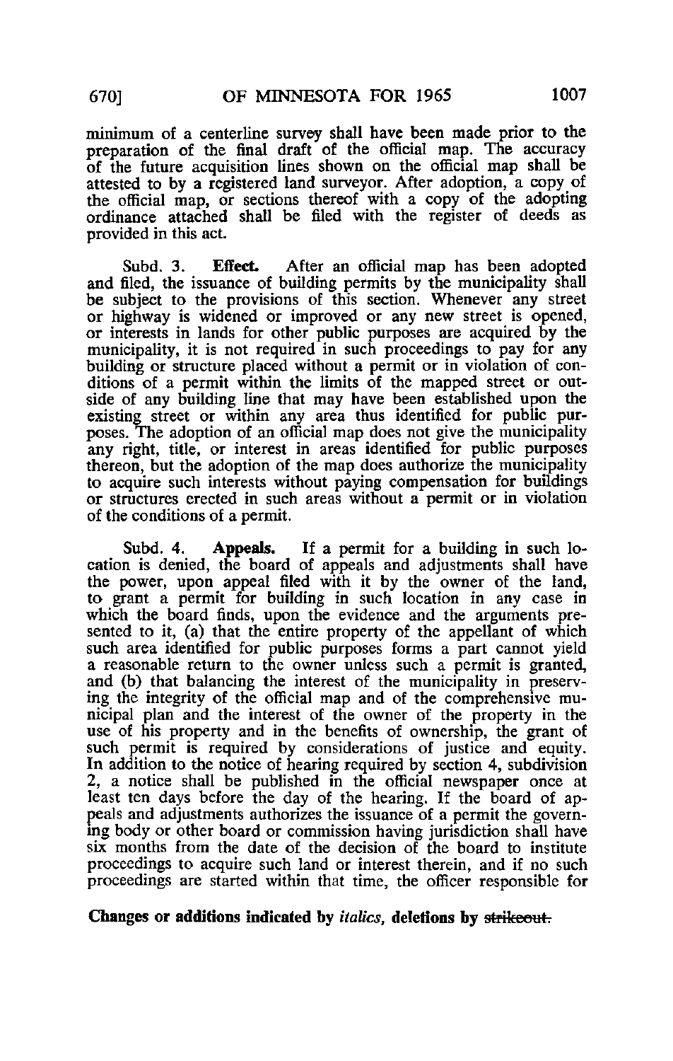minimum of a centerline survey shall have been made prior to the preparation of the final draft of the official map. The accuracy of the future acquisition lines shown on the official map shall be attested to by a registered land surveyor. After adoption, a copy of the official map, or sections thereof with a copy of the adopting ordinance attached shall be filed with the register of deeds as provided in this act.

Subd. 3. **Effect.** After an official map has been adopted and filed, the issuance of building permits by the municipality shall be subject to the provisions of this section. Whenever any street or highway is widened or improved or any new street is opened, or interests in lands for other public purposes are acquired by the municipality, it is not required in such proceedings to pay for any building or structure placed without a permit or in violation of conditions of a permit within the limits of the mapped street or outside of any building line that may have been established upon the existing street or within any area thus identified for public purposes. The adoption of an official map does not give the municipality any right, title, or interest in areas identified for public purposes thereon, but the adoption of the map does authorize the municipality to acquire such interests without paying compensation for buildings or structures erected in such areas without a permit or in violation of the conditions of a permit.

Subd. 4. **Appeals.** If a permit for a building in such location is denied, the board of appeals and adjustments shall have the power, upon appeal filed with it by the owner of the land, to grant a permit for building in such location in any case in which the board finds, upon the evidence and the arguments presented to it, (a) that the entire property of the appellant of which such area identified for public purposes forms a part cannot yield a reasonable return to the owner unless such a permit is granted, and (b) that balancing the interest of the municipality in preserving the integrity of the official map and of the comprehensive municipal plan and the interest of the owner of the property in the use of his property and in the benefits of ownership, the grant of such permit is required by considerations of justice and equity. In addition to the notice of hearing required by section 4, subdivision 2, a notice shall be published in the official newspaper once at least ten days before the day of the hearing. If the board of appeals and adjustments authorizes the issuance of a permit the governing body or other board or commission having jurisdiction shall have six months from the date of the decision of the board to institute proceedings to acquire such land or interest therein, and if no such proceedings are started within that time, the officer responsible for

**Changes or additions indicated by *italics*, deletions by ~~strikeout.~~**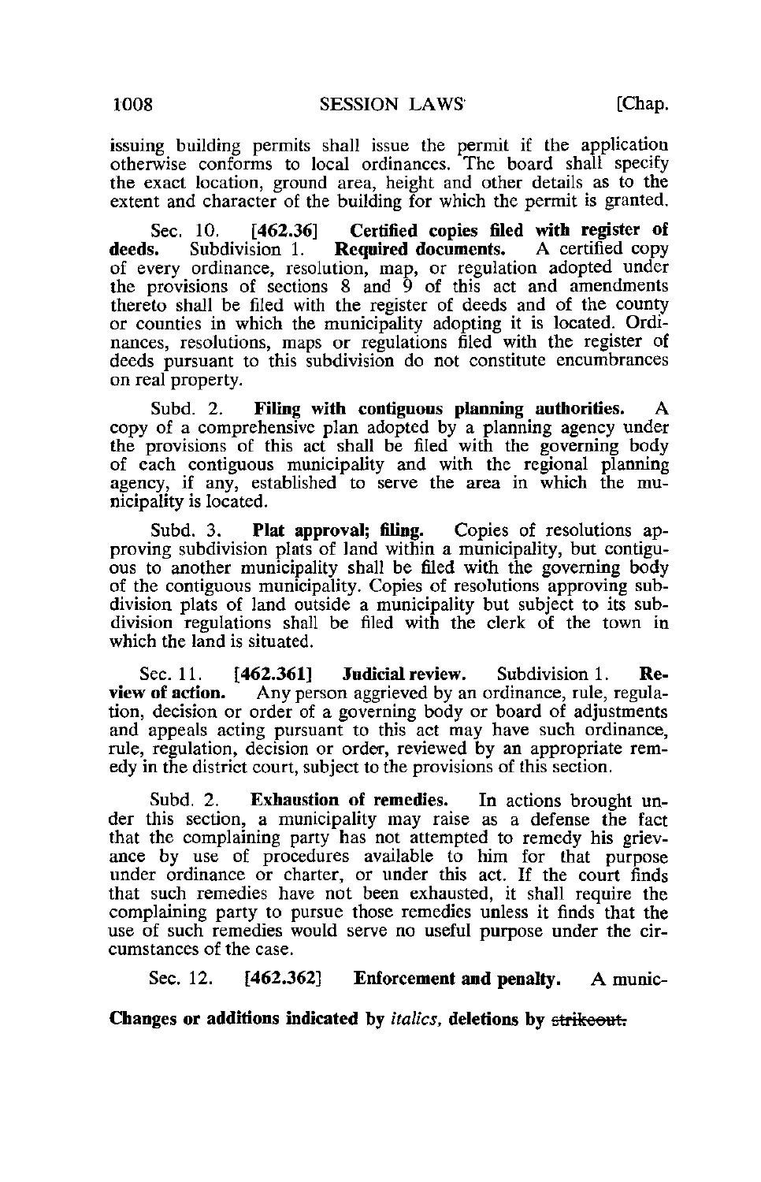issuing building permits shall issue the permit if the application otherwise conforms to local ordinances. The board shall specify the exact location, ground area, height and other details as to the extent and character of the building for which the permit is granted.

Sec. 10. **[462.36] Certified copies filed with register of deeds.** Subdivision 1. **Required documents.** A certified copy of every ordinance, resolution, map, or regulation adopted under the provisions of sections 8 and 9 of this act and amendments thereto shall be filed with the register of deeds and of the county or counties in which the municipality adopting it is located. Ordinances, resolutions, maps or regulations filed with the register of deeds pursuant to this subdivision do not constitute encumbrances on real property.

Subd. 2. **Filing with contiguous planning authorities.** A copy of a comprehensive plan adopted by a planning agency under the provisions of this act shall be filed with the governing body of each contiguous municipality and with the regional planning agency, if any, established to serve the area in which the municipality is located.

Subd. 3. **Plat approval; filing.** Copies of resolutions approving subdivision plats of land within a municipality, but contiguous to another municipality shall be filed with the governing body of the contiguous municipality. Copies of resolutions approving subdivision plats of land outside a municipality but subject to its subdivision regulations shall be filed with the clerk of the town in which the land is situated.

Sec. 11. **[462.361] Judicial review.** Subdivision 1. **Review of action.** Any person aggrieved by an ordinance, rule, regulation, decision or order of a governing body or board of adjustments and appeals acting pursuant to this act may have such ordinance, rule, regulation, decision or order, reviewed by an appropriate remedy in the district court, subject to the provisions of this section.

Subd. 2. **Exhaustion of remedies.** In actions brought under this section, a municipality may raise as a defense the fact that the complaining party has not attempted to remedy his grievance by use of procedures available to him for that purpose under ordinance or charter, or under this act. If the court finds that such remedies have not been exhausted, it shall require the complaining party to pursue those remedies unless it finds that the use of such remedies would serve no useful purpose under the circumstances of the case.

Sec. 12. **[462.362] Enforcement and penalty.** A munic-

**Changes or additions indicated by *italics*, deletions by ~~strikeout.~~**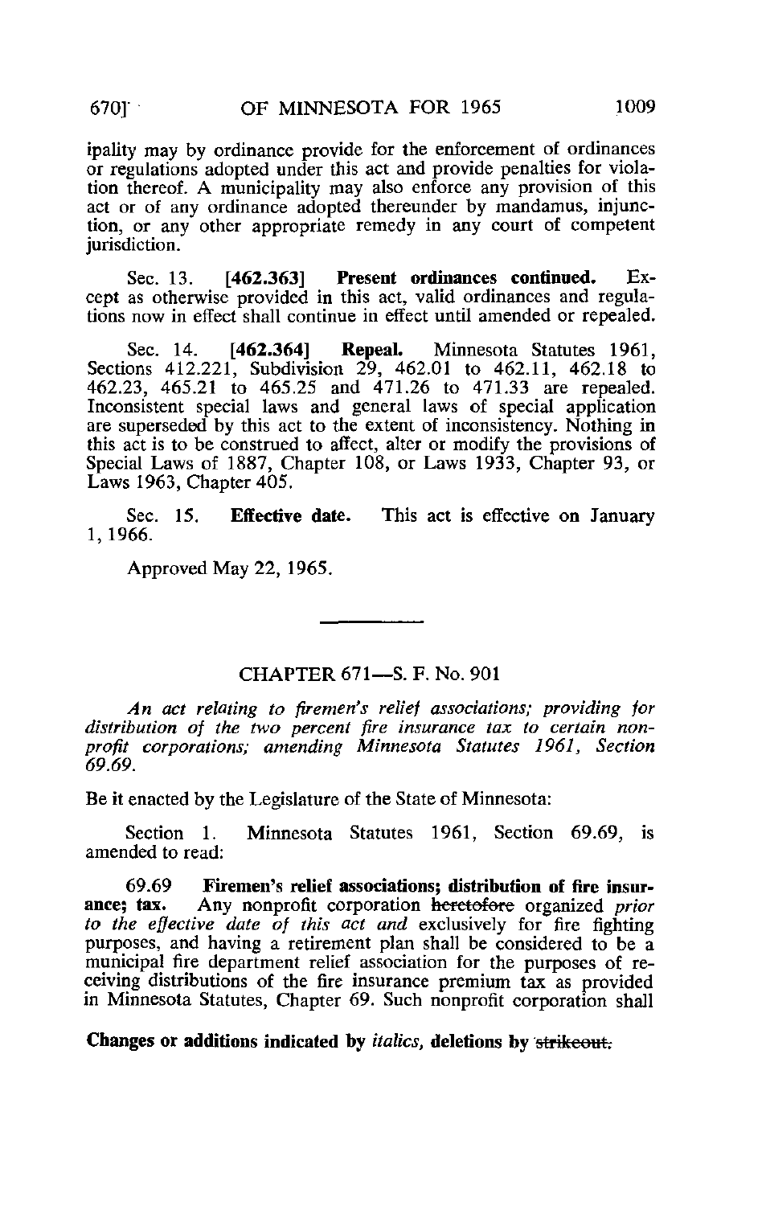ipality may by ordinance provide for the enforcement of ordinances or regulations adopted under this act and provide penalties for violation thereof. A municipality may also enforce any provision of this act or of any ordinance adopted thereunder by mandamus, injunction, or any other appropriate remedy in any court of competent jurisdiction.

Sec. 13. **[462.363] Present ordinances continued.** Except as otherwise provided in this act, valid ordinances and regulations now in effect shall continue in effect until amended or repealed.

Sec. 14. **[462.364] Repeal.** Minnesota Statutes 1961, Sections 412.221, Subdivision 29, 462.01 to 462.11, 462.18 to 462.23, 465.21 to 465.25 and 471.26 to 471.33 are repealed. Inconsistent special laws and general laws of special application are superseded by this act to the extent of inconsistency. Nothing in this act is to be construed to affect, alter or modify the provisions of Special Laws of 1887, Chapter 108, or Laws 1933, Chapter 93, or Laws 1963, Chapter 405.

Sec. 15. **Effective date.** This act is effective on January 1, 1966.

Approved May 22, 1965.

---

## CHAPTER 671—S. F. No. 901

*An act relating to firemen's relief associations; providing for distribution of the two percent fire insurance tax to certain nonprofit corporations; amending Minnesota Statutes 1961, Section 69.69.*

Be it enacted by the Legislature of the State of Minnesota:

Section 1. Minnesota Statutes 1961, Section 69.69, is amended to read:

69.69 **Firemen's relief associations; distribution of fire insurance; tax.** Any nonprofit corporation ~~heretofore~~ organized *prior to the effective date of this act and* exclusively for fire fighting purposes, and having a retirement plan shall be considered to be a municipal fire department relief association for the purposes of receiving distributions of the fire insurance premium tax as provided in Minnesota Statutes, Chapter 69. Such nonprofit corporation shall

**Changes or additions indicated by *italics*, deletions by ~~strikeout.~~**